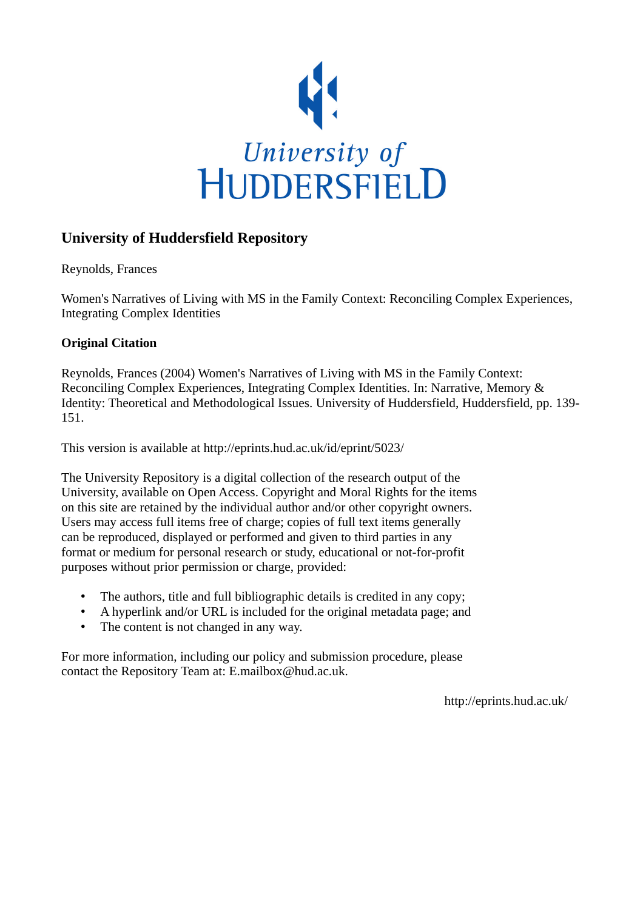University of
HUDDERSFIELD

## University of Huddersfield Repository

Reynolds, Frances

Women's Narratives of Living with MS in the Family Context: Reconciling Complex Experiences, Integrating Complex Identities

### Original Citation

Reynolds, Frances (2004) Women's Narratives of Living with MS in the Family Context: Reconciling Complex Experiences, Integrating Complex Identities. In: Narrative, Memory & Identity: Theoretical and Methodological Issues. University of Huddersfield, Huddersfield, pp. 139-151.

This version is available at http://eprints.hud.ac.uk/id/eprint/5023/

The University Repository is a digital collection of the research output of the University, available on Open Access. Copyright and Moral Rights for the items on this site are retained by the individual author and/or other copyright owners. Users may access full items free of charge; copies of full text items generally can be reproduced, displayed or performed and given to third parties in any format or medium for personal research or study, educational or not-for-profit purposes without prior permission or charge, provided:

- The authors, title and full bibliographic details is credited in any copy;
- A hyperlink and/or URL is included for the original metadata page; and
- The content is not changed in any way.

For more information, including our policy and submission procedure, please contact the Repository Team at: E.mailbox@hud.ac.uk.

http://eprints.hud.ac.uk/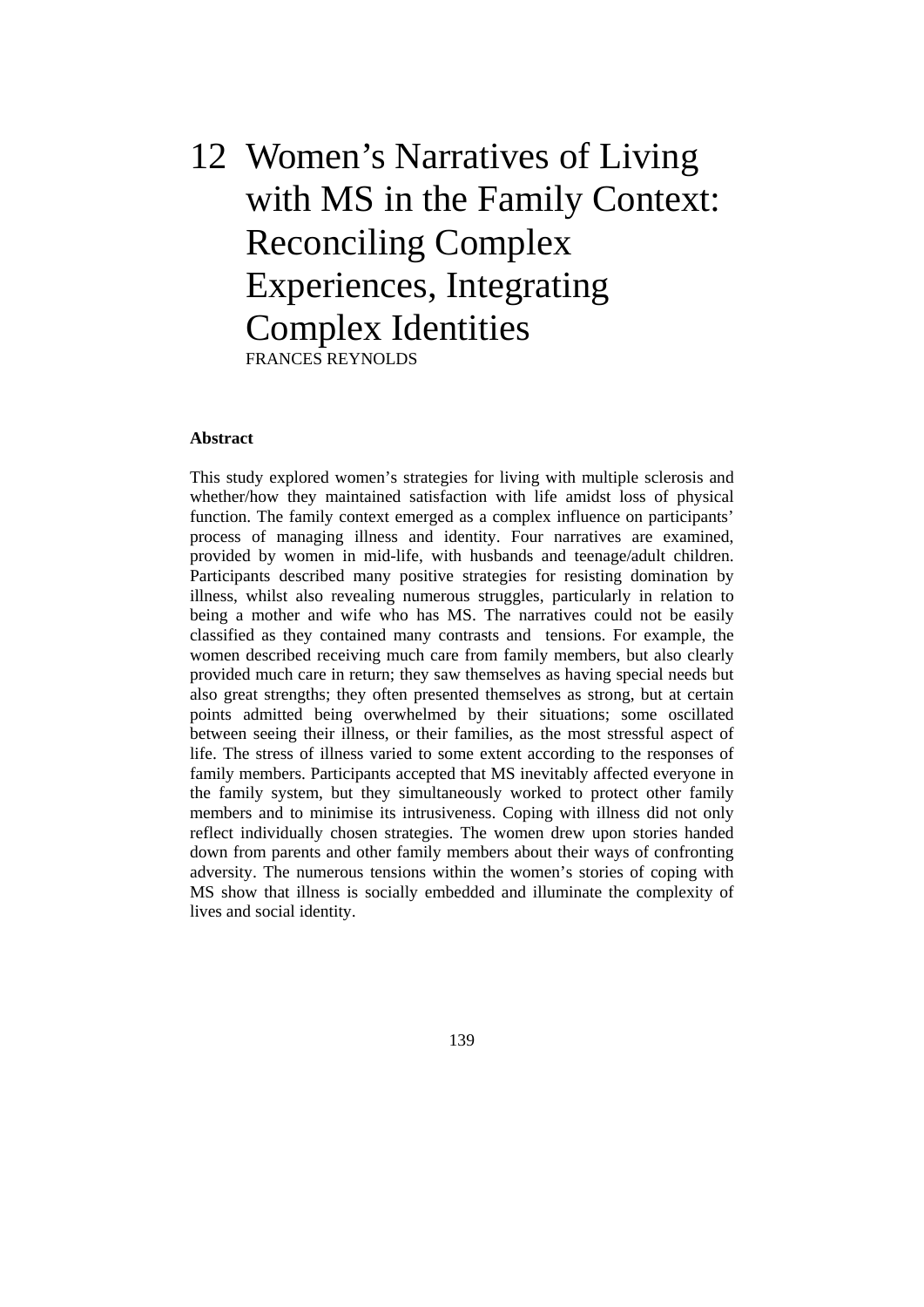# 12 Women's Narratives of Living with MS in the Family Context: Reconciling Complex Experiences, Integrating Complex Identities

FRANCES REYNOLDS

**Abstract**

This study explored women's strategies for living with multiple sclerosis and whether/how they maintained satisfaction with life amidst loss of physical function. The family context emerged as a complex influence on participants' process of managing illness and identity. Four narratives are examined, provided by women in mid-life, with husbands and teenage/adult children. Participants described many positive strategies for resisting domination by illness, whilst also revealing numerous struggles, particularly in relation to being a mother and wife who has MS. The narratives could not be easily classified as they contained many contrasts and tensions. For example, the women described receiving much care from family members, but also clearly provided much care in return; they saw themselves as having special needs but also great strengths; they often presented themselves as strong, but at certain points admitted being overwhelmed by their situations; some oscillated between seeing their illness, or their families, as the most stressful aspect of life. The stress of illness varied to some extent according to the responses of family members. Participants accepted that MS inevitably affected everyone in the family system, but they simultaneously worked to protect other family members and to minimise its intrusiveness. Coping with illness did not only reflect individually chosen strategies. The women drew upon stories handed down from parents and other family members about their ways of confronting adversity. The numerous tensions within the women's stories of coping with MS show that illness is socially embedded and illuminate the complexity of lives and social identity.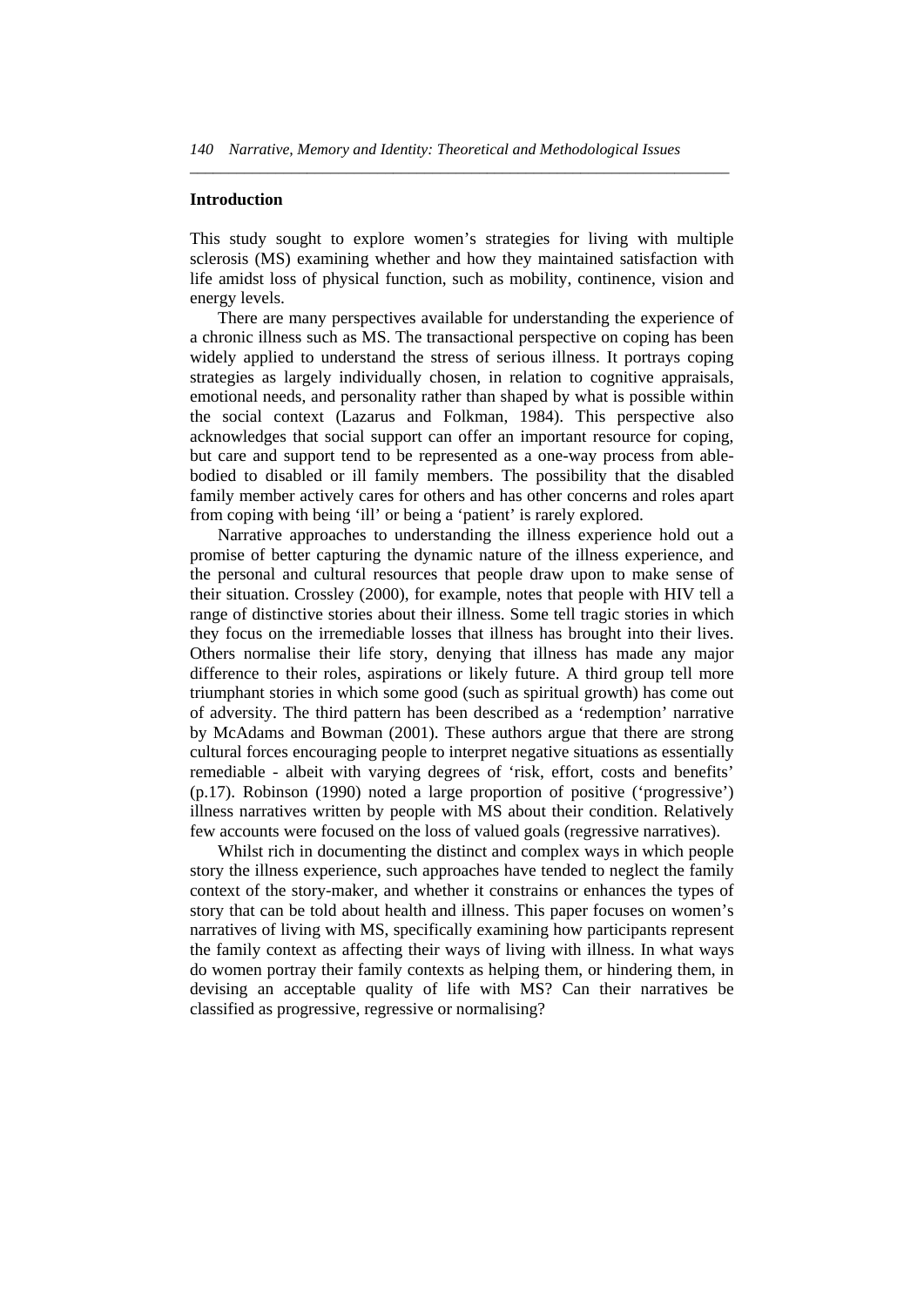## Introduction

This study sought to explore women's strategies for living with multiple sclerosis (MS) examining whether and how they maintained satisfaction with life amidst loss of physical function, such as mobility, continence, vision and energy levels.

There are many perspectives available for understanding the experience of a chronic illness such as MS. The transactional perspective on coping has been widely applied to understand the stress of serious illness. It portrays coping strategies as largely individually chosen, in relation to cognitive appraisals, emotional needs, and personality rather than shaped by what is possible within the social context (Lazarus and Folkman, 1984). This perspective also acknowledges that social support can offer an important resource for coping, but care and support tend to be represented as a one-way process from able-bodied to disabled or ill family members. The possibility that the disabled family member actively cares for others and has other concerns and roles apart from coping with being 'ill' or being a 'patient' is rarely explored.

Narrative approaches to understanding the illness experience hold out a promise of better capturing the dynamic nature of the illness experience, and the personal and cultural resources that people draw upon to make sense of their situation. Crossley (2000), for example, notes that people with HIV tell a range of distinctive stories about their illness. Some tell tragic stories in which they focus on the irremediable losses that illness has brought into their lives. Others normalise their life story, denying that illness has made any major difference to their roles, aspirations or likely future. A third group tell more triumphant stories in which some good (such as spiritual growth) has come out of adversity. The third pattern has been described as a 'redemption' narrative by McAdams and Bowman (2001). These authors argue that there are strong cultural forces encouraging people to interpret negative situations as essentially remediable - albeit with varying degrees of 'risk, effort, costs and benefits' (p.17). Robinson (1990) noted a large proportion of positive ('progressive') illness narratives written by people with MS about their condition. Relatively few accounts were focused on the loss of valued goals (regressive narratives).

Whilst rich in documenting the distinct and complex ways in which people story the illness experience, such approaches have tended to neglect the family context of the story-maker, and whether it constrains or enhances the types of story that can be told about health and illness. This paper focuses on women's narratives of living with MS, specifically examining how participants represent the family context as affecting their ways of living with illness. In what ways do women portray their family contexts as helping them, or hindering them, in devising an acceptable quality of life with MS? Can their narratives be classified as progressive, regressive or normalising?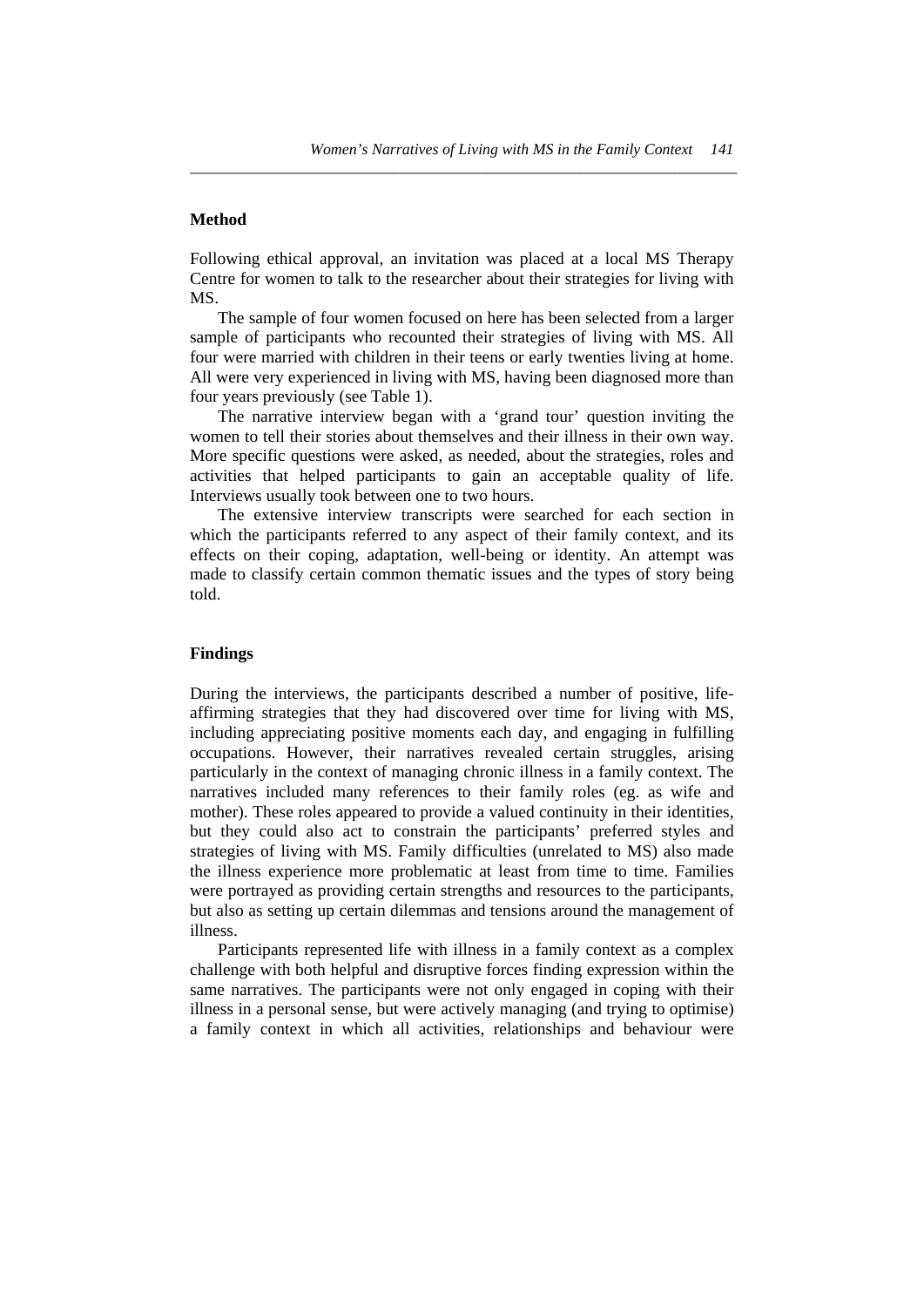## Method

Following ethical approval, an invitation was placed at a local MS Therapy Centre for women to talk to the researcher about their strategies for living with MS.

The sample of four women focused on here has been selected from a larger sample of participants who recounted their strategies of living with MS. All four were married with children in their teens or early twenties living at home. All were very experienced in living with MS, having been diagnosed more than four years previously (see Table 1).

The narrative interview began with a 'grand tour' question inviting the women to tell their stories about themselves and their illness in their own way. More specific questions were asked, as needed, about the strategies, roles and activities that helped participants to gain an acceptable quality of life. Interviews usually took between one to two hours.

The extensive interview transcripts were searched for each section in which the participants referred to any aspect of their family context, and its effects on their coping, adaptation, well-being or identity. An attempt was made to classify certain common thematic issues and the types of story being told.

## Findings

During the interviews, the participants described a number of positive, life-affirming strategies that they had discovered over time for living with MS, including appreciating positive moments each day, and engaging in fulfilling occupations. However, their narratives revealed certain struggles, arising particularly in the context of managing chronic illness in a family context. The narratives included many references to their family roles (eg. as wife and mother). These roles appeared to provide a valued continuity in their identities, but they could also act to constrain the participants' preferred styles and strategies of living with MS. Family difficulties (unrelated to MS) also made the illness experience more problematic at least from time to time. Families were portrayed as providing certain strengths and resources to the participants, but also as setting up certain dilemmas and tensions around the management of illness.

Participants represented life with illness in a family context as a complex challenge with both helpful and disruptive forces finding expression within the same narratives. The participants were not only engaged in coping with their illness in a personal sense, but were actively managing (and trying to optimise) a family context in which all activities, relationships and behaviour were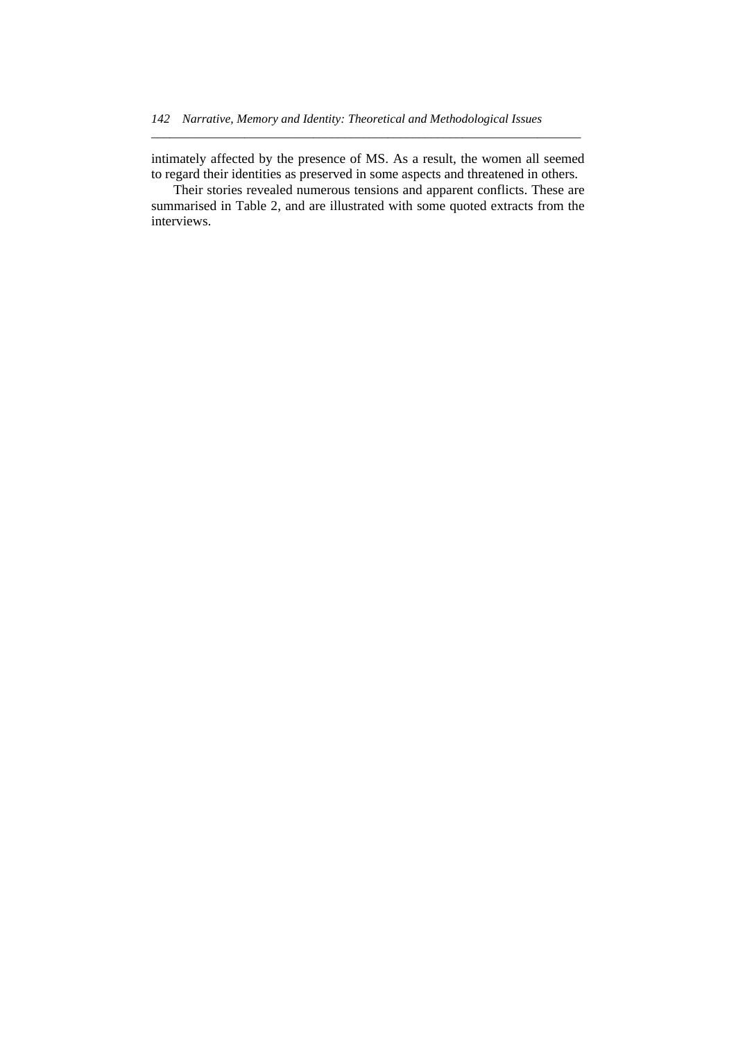intimately affected by the presence of MS. As a result, the women all seemed to regard their identities as preserved in some aspects and threatened in others.

Their stories revealed numerous tensions and apparent conflicts. These are summarised in Table 2, and are illustrated with some quoted extracts from the interviews.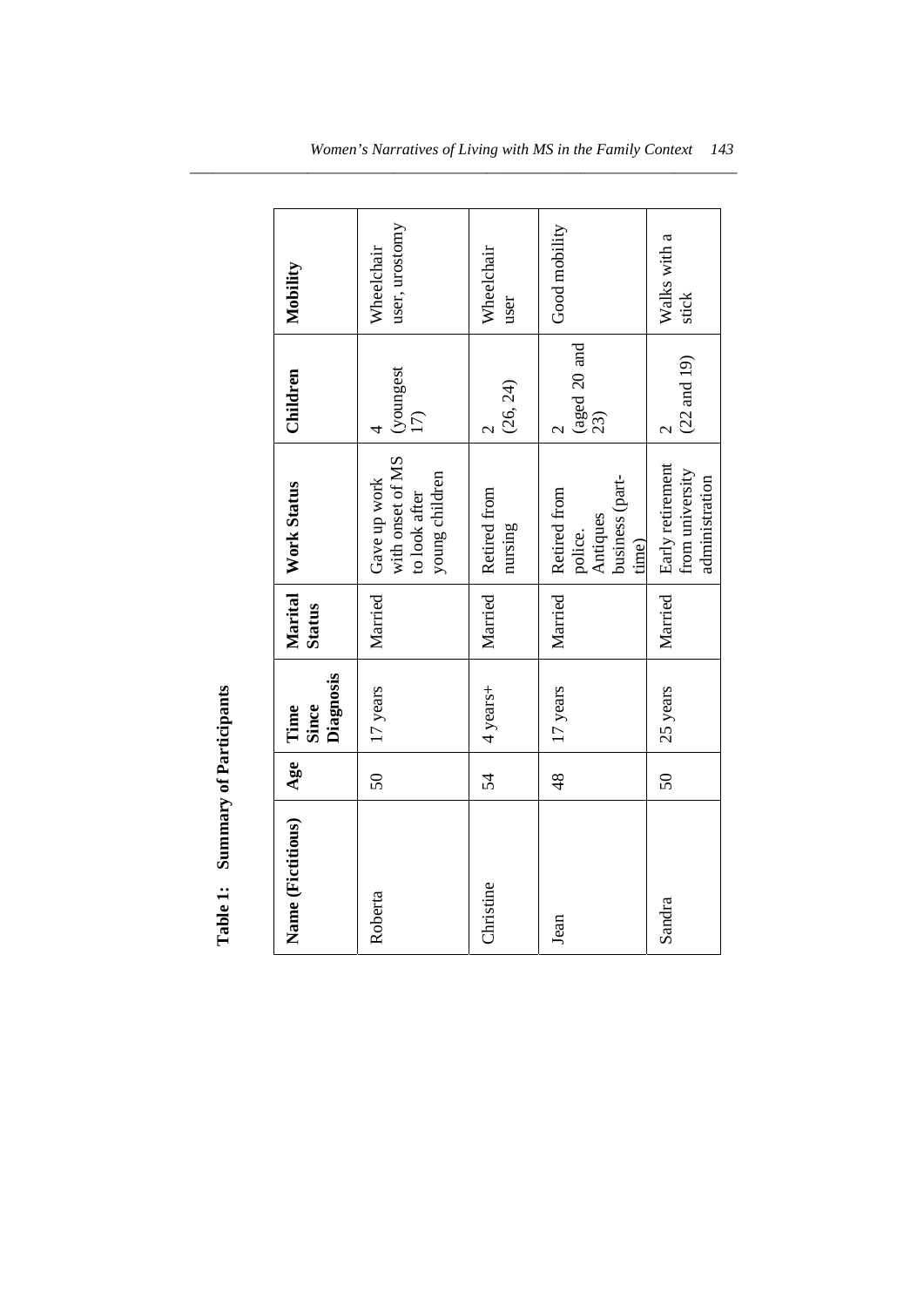**Table 1: Summary of Participants**

| Name (Fictitious) | Age | Time Since Diagnosis | Marital Status | Work Status | Children | Mobility |
|---|---|---|---|---|---|---|
| Roberta | 50 | 17 years | Married | Gave up work with onset of MS to look after young children | 4 (youngest 17) | Wheelchair user, urostomy |
| Christine | 54 | 4 years+ | Married | Retired from nursing | 2 (26, 24) | Wheelchair user |
| Jean | 48 | 17 years | Married | Retired from police. Antiques business (part-time) | 2 (aged 20 and 23) | Good mobility |
| Sandra | 50 | 25 years | Married | Early retirement from university administration | 2 (22 and 19) | Walks with a stick |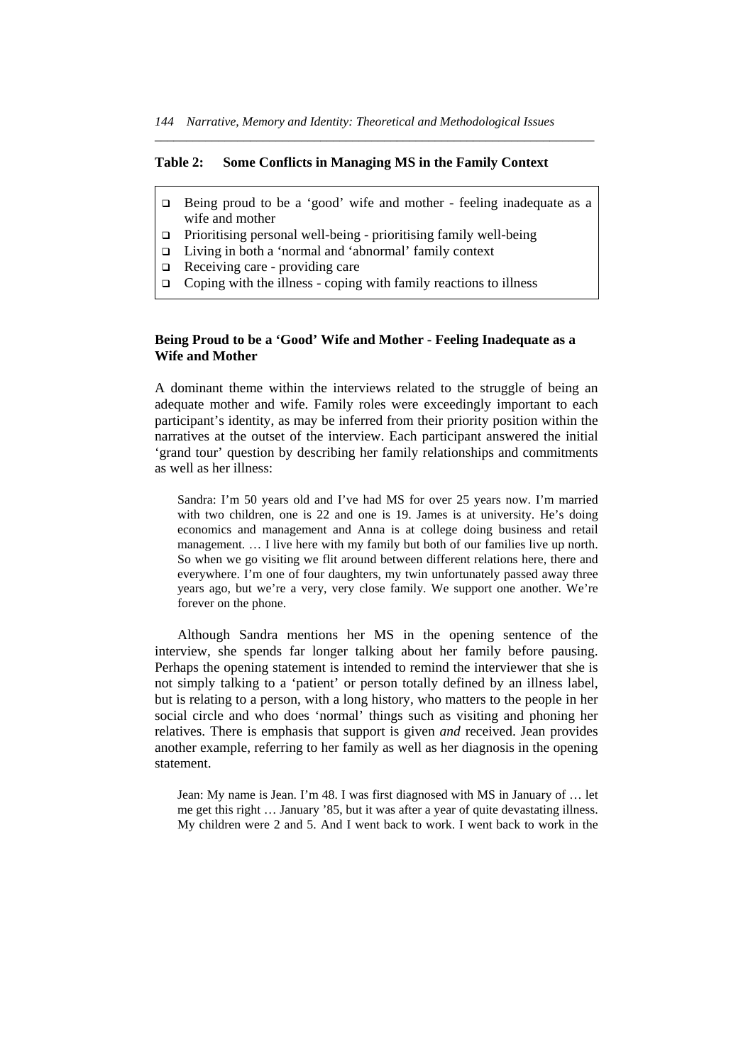**Table 2: Some Conflicts in Managing MS in the Family Context**

- Being proud to be a 'good' wife and mother - feeling inadequate as a wife and mother
- Prioritising personal well-being - prioritising family well-being
- Living in both a 'normal and 'abnormal' family context
- Receiving care - providing care
- Coping with the illness - coping with family reactions to illness

### Being Proud to be a 'Good' Wife and Mother - Feeling Inadequate as a Wife and Mother

A dominant theme within the interviews related to the struggle of being an adequate mother and wife. Family roles were exceedingly important to each participant's identity, as may be inferred from their priority position within the narratives at the outset of the interview. Each participant answered the initial 'grand tour' question by describing her family relationships and commitments as well as her illness:

> Sandra: I'm 50 years old and I've had MS for over 25 years now. I'm married with two children, one is 22 and one is 19. James is at university. He's doing economics and management and Anna is at college doing business and retail management. … I live here with my family but both of our families live up north. So when we go visiting we flit around between different relations here, there and everywhere. I'm one of four daughters, my twin unfortunately passed away three years ago, but we're a very, very close family. We support one another. We're forever on the phone.

Although Sandra mentions her MS in the opening sentence of the interview, she spends far longer talking about her family before pausing. Perhaps the opening statement is intended to remind the interviewer that she is not simply talking to a 'patient' or person totally defined by an illness label, but is relating to a person, with a long history, who matters to the people in her social circle and who does 'normal' things such as visiting and phoning her relatives. There is emphasis that support is given *and* received. Jean provides another example, referring to her family as well as her diagnosis in the opening statement.

> Jean: My name is Jean. I'm 48. I was first diagnosed with MS in January of … let me get this right … January '85, but it was after a year of quite devastating illness. My children were 2 and 5. And I went back to work. I went back to work in the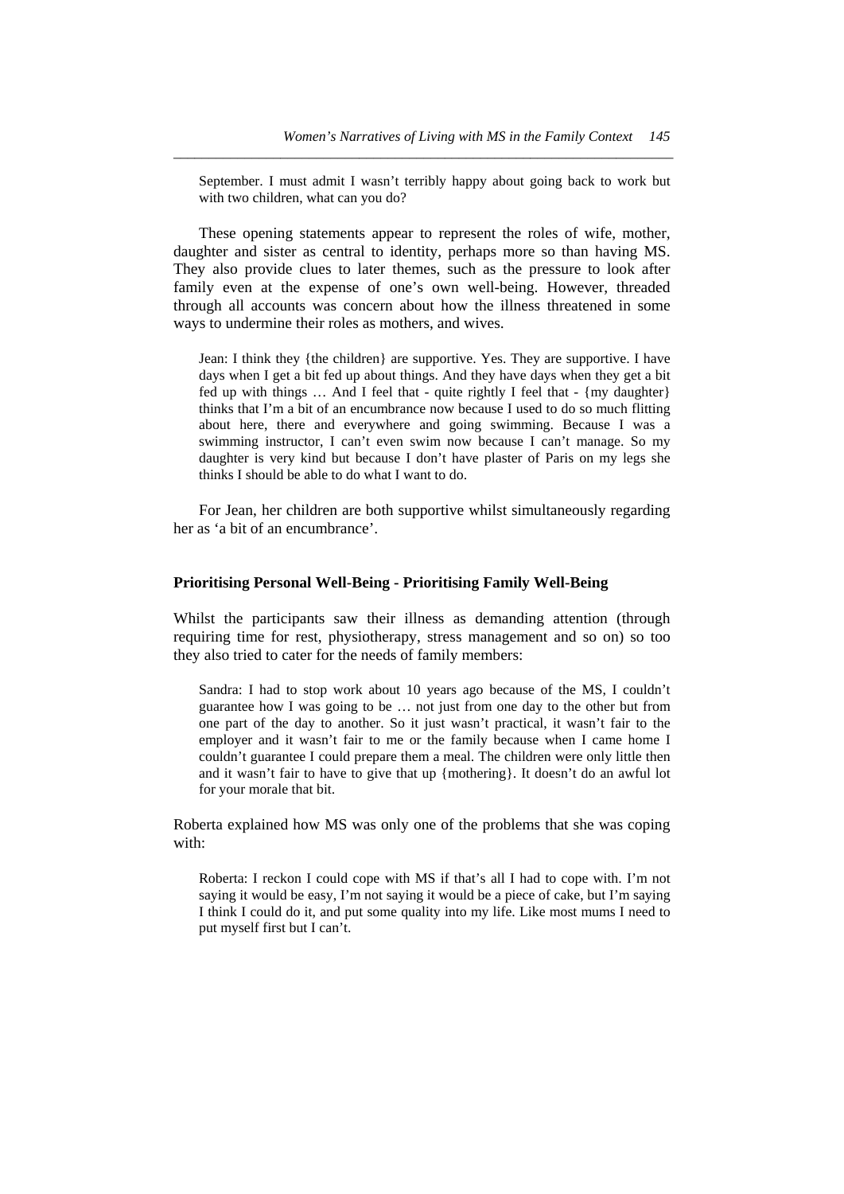> September. I must admit I wasn't terribly happy about going back to work but with two children, what can you do?

These opening statements appear to represent the roles of wife, mother, daughter and sister as central to identity, perhaps more so than having MS. They also provide clues to later themes, such as the pressure to look after family even at the expense of one's own well-being. However, threaded through all accounts was concern about how the illness threatened in some ways to undermine their roles as mothers, and wives.

> Jean: I think they {the children} are supportive. Yes. They are supportive. I have days when I get a bit fed up about things. And they have days when they get a bit fed up with things … And I feel that - quite rightly I feel that - {my daughter} thinks that I'm a bit of an encumbrance now because I used to do so much flitting about here, there and everywhere and going swimming. Because I was a swimming instructor, I can't even swim now because I can't manage. So my daughter is very kind but because I don't have plaster of Paris on my legs she thinks I should be able to do what I want to do.

For Jean, her children are both supportive whilst simultaneously regarding her as 'a bit of an encumbrance'.

### Prioritising Personal Well-Being - Prioritising Family Well-Being

Whilst the participants saw their illness as demanding attention (through requiring time for rest, physiotherapy, stress management and so on) so too they also tried to cater for the needs of family members:

> Sandra: I had to stop work about 10 years ago because of the MS, I couldn't guarantee how I was going to be … not just from one day to the other but from one part of the day to another. So it just wasn't practical, it wasn't fair to the employer and it wasn't fair to me or the family because when I came home I couldn't guarantee I could prepare them a meal. The children were only little then and it wasn't fair to have to give that up {mothering}. It doesn't do an awful lot for your morale that bit.

Roberta explained how MS was only one of the problems that she was coping with:

> Roberta: I reckon I could cope with MS if that's all I had to cope with. I'm not saying it would be easy, I'm not saying it would be a piece of cake, but I'm saying I think I could do it, and put some quality into my life. Like most mums I need to put myself first but I can't.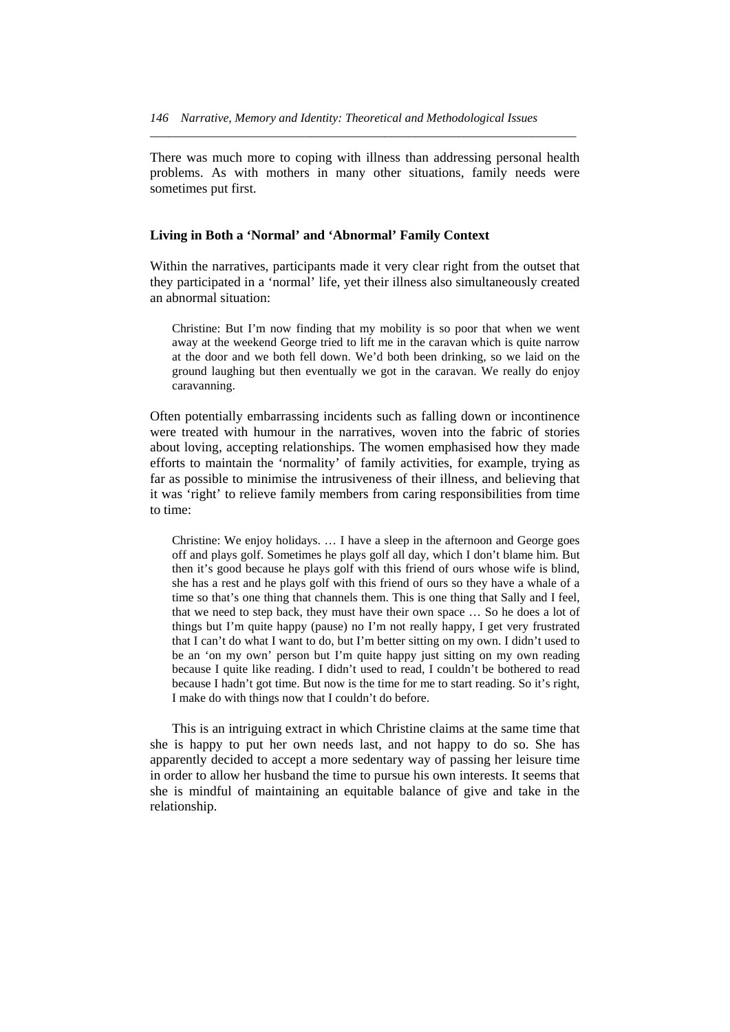There was much more to coping with illness than addressing personal health problems. As with mothers in many other situations, family needs were sometimes put first.

### Living in Both a 'Normal' and 'Abnormal' Family Context

Within the narratives, participants made it very clear right from the outset that they participated in a 'normal' life, yet their illness also simultaneously created an abnormal situation:

> Christine: But I'm now finding that my mobility is so poor that when we went away at the weekend George tried to lift me in the caravan which is quite narrow at the door and we both fell down. We'd both been drinking, so we laid on the ground laughing but then eventually we got in the caravan. We really do enjoy caravanning.

Often potentially embarrassing incidents such as falling down or incontinence were treated with humour in the narratives, woven into the fabric of stories about loving, accepting relationships. The women emphasised how they made efforts to maintain the 'normality' of family activities, for example, trying as far as possible to minimise the intrusiveness of their illness, and believing that it was 'right' to relieve family members from caring responsibilities from time to time:

> Christine: We enjoy holidays. … I have a sleep in the afternoon and George goes off and plays golf. Sometimes he plays golf all day, which I don't blame him. But then it's good because he plays golf with this friend of ours whose wife is blind, she has a rest and he plays golf with this friend of ours so they have a whale of a time so that's one thing that channels them. This is one thing that Sally and I feel, that we need to step back, they must have their own space … So he does a lot of things but I'm quite happy (pause) no I'm not really happy, I get very frustrated that I can't do what I want to do, but I'm better sitting on my own. I didn't used to be an 'on my own' person but I'm quite happy just sitting on my own reading because I quite like reading. I didn't used to read, I couldn't be bothered to read because I hadn't got time. But now is the time for me to start reading. So it's right, I make do with things now that I couldn't do before.

This is an intriguing extract in which Christine claims at the same time that she is happy to put her own needs last, and not happy to do so. She has apparently decided to accept a more sedentary way of passing her leisure time in order to allow her husband the time to pursue his own interests. It seems that she is mindful of maintaining an equitable balance of give and take in the relationship.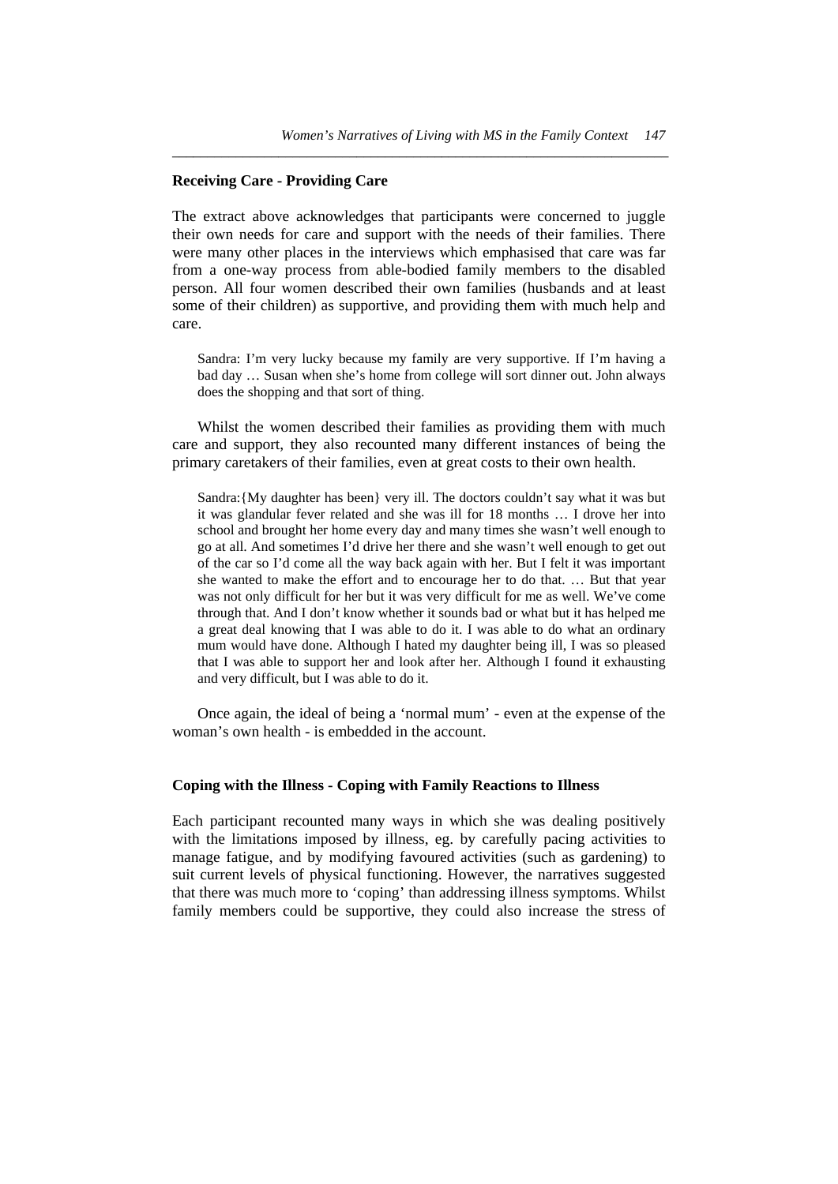## Receiving Care - Providing Care

The extract above acknowledges that participants were concerned to juggle their own needs for care and support with the needs of their families. There were many other places in the interviews which emphasised that care was far from a one-way process from able-bodied family members to the disabled person. All four women described their own families (husbands and at least some of their children) as supportive, and providing them with much help and care.

> Sandra: I'm very lucky because my family are very supportive. If I'm having a bad day … Susan when she's home from college will sort dinner out. John always does the shopping and that sort of thing.

Whilst the women described their families as providing them with much care and support, they also recounted many different instances of being the primary caretakers of their families, even at great costs to their own health.

> Sandra:{My daughter has been} very ill. The doctors couldn't say what it was but it was glandular fever related and she was ill for 18 months … I drove her into school and brought her home every day and many times she wasn't well enough to go at all. And sometimes I'd drive her there and she wasn't well enough to get out of the car so I'd come all the way back again with her. But I felt it was important she wanted to make the effort and to encourage her to do that. … But that year was not only difficult for her but it was very difficult for me as well. We've come through that. And I don't know whether it sounds bad or what but it has helped me a great deal knowing that I was able to do it. I was able to do what an ordinary mum would have done. Although I hated my daughter being ill, I was so pleased that I was able to support her and look after her. Although I found it exhausting and very difficult, but I was able to do it.

Once again, the ideal of being a 'normal mum' - even at the expense of the woman's own health - is embedded in the account.

## Coping with the Illness - Coping with Family Reactions to Illness

Each participant recounted many ways in which she was dealing positively with the limitations imposed by illness, eg. by carefully pacing activities to manage fatigue, and by modifying favoured activities (such as gardening) to suit current levels of physical functioning. However, the narratives suggested that there was much more to 'coping' than addressing illness symptoms. Whilst family members could be supportive, they could also increase the stress of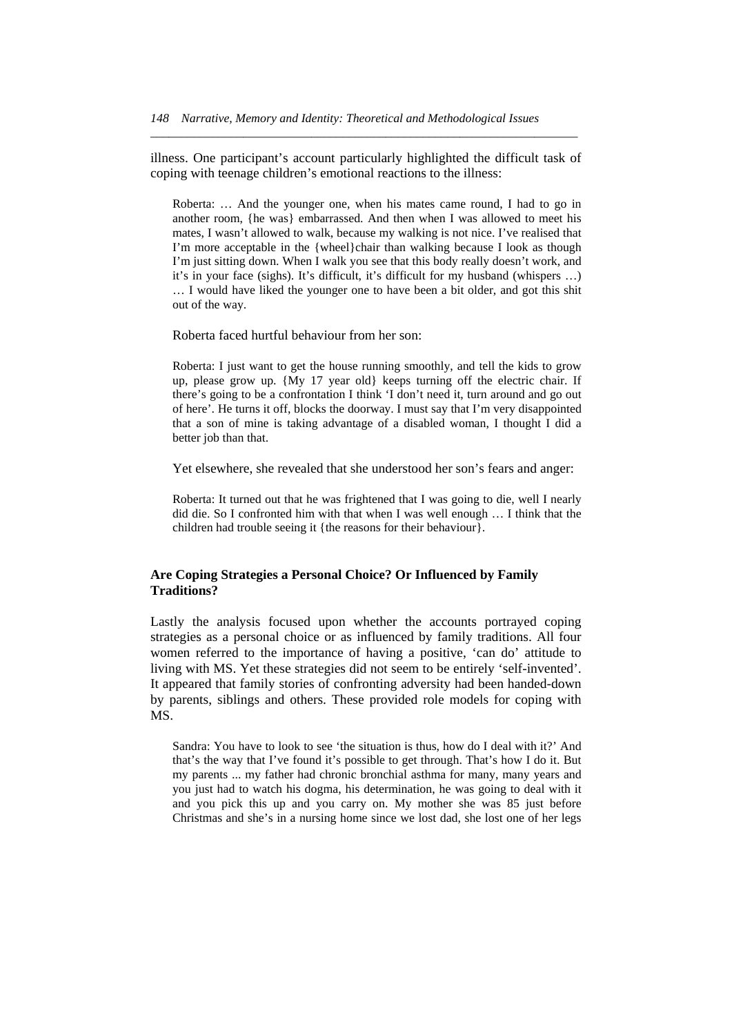illness. One participant's account particularly highlighted the difficult task of coping with teenage children's emotional reactions to the illness:

> Roberta: … And the younger one, when his mates came round, I had to go in another room, {he was} embarrassed. And then when I was allowed to meet his mates, I wasn't allowed to walk, because my walking is not nice. I've realised that I'm more acceptable in the {wheel}chair than walking because I look as though I'm just sitting down. When I walk you see that this body really doesn't work, and it's in your face (sighs). It's difficult, it's difficult for my husband (whispers …) … I would have liked the younger one to have been a bit older, and got this shit out of the way.

Roberta faced hurtful behaviour from her son:

> Roberta: I just want to get the house running smoothly, and tell the kids to grow up, please grow up. {My 17 year old} keeps turning off the electric chair. If there's going to be a confrontation I think 'I don't need it, turn around and go out of here'. He turns it off, blocks the doorway. I must say that I'm very disappointed that a son of mine is taking advantage of a disabled woman, I thought I did a better job than that.

Yet elsewhere, she revealed that she understood her son's fears and anger:

> Roberta: It turned out that he was frightened that I was going to die, well I nearly did die. So I confronted him with that when I was well enough … I think that the children had trouble seeing it {the reasons for their behaviour}.

**Are Coping Strategies a Personal Choice? Or Influenced by Family Traditions?**

Lastly the analysis focused upon whether the accounts portrayed coping strategies as a personal choice or as influenced by family traditions. All four women referred to the importance of having a positive, 'can do' attitude to living with MS. Yet these strategies did not seem to be entirely 'self-invented'. It appeared that family stories of confronting adversity had been handed-down by parents, siblings and others. These provided role models for coping with MS.

> Sandra: You have to look to see 'the situation is thus, how do I deal with it?' And that's the way that I've found it's possible to get through. That's how I do it. But my parents ... my father had chronic bronchial asthma for many, many years and you just had to watch his dogma, his determination, he was going to deal with it and you pick this up and you carry on. My mother she was 85 just before Christmas and she's in a nursing home since we lost dad, she lost one of her legs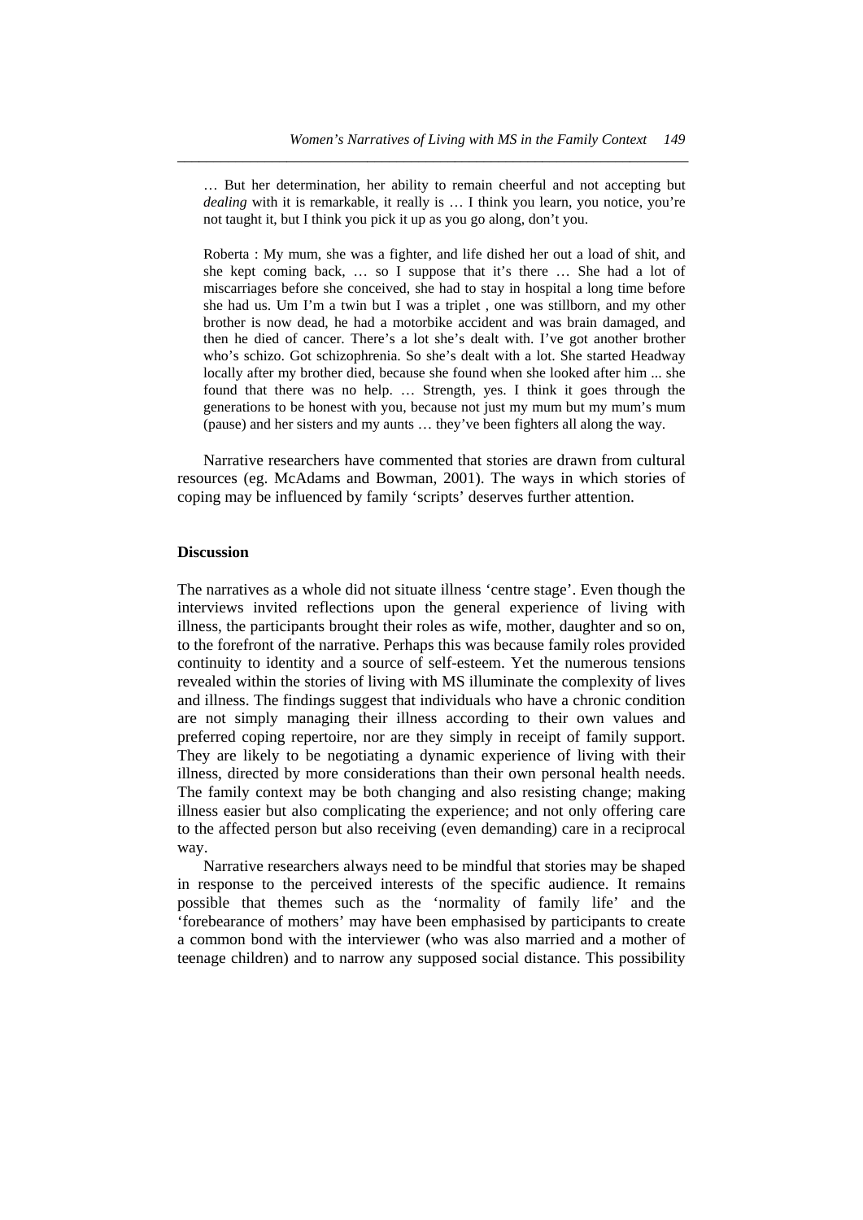… But her determination, her ability to remain cheerful and not accepting but *dealing* with it is remarkable, it really is … I think you learn, you notice, you're not taught it, but I think you pick it up as you go along, don't you.

Roberta : My mum, she was a fighter, and life dished her out a load of shit, and she kept coming back, … so I suppose that it's there … She had a lot of miscarriages before she conceived, she had to stay in hospital a long time before she had us. Um I'm a twin but I was a triplet , one was stillborn, and my other brother is now dead, he had a motorbike accident and was brain damaged, and then he died of cancer. There's a lot she's dealt with. I've got another brother who's schizo. Got schizophrenia. So she's dealt with a lot. She started Headway locally after my brother died, because she found when she looked after him ... she found that there was no help. … Strength, yes. I think it goes through the generations to be honest with you, because not just my mum but my mum's mum (pause) and her sisters and my aunts … they've been fighters all along the way.

Narrative researchers have commented that stories are drawn from cultural resources (eg. McAdams and Bowman, 2001). The ways in which stories of coping may be influenced by family 'scripts' deserves further attention.

## Discussion

The narratives as a whole did not situate illness 'centre stage'. Even though the interviews invited reflections upon the general experience of living with illness, the participants brought their roles as wife, mother, daughter and so on, to the forefront of the narrative. Perhaps this was because family roles provided continuity to identity and a source of self-esteem. Yet the numerous tensions revealed within the stories of living with MS illuminate the complexity of lives and illness. The findings suggest that individuals who have a chronic condition are not simply managing their illness according to their own values and preferred coping repertoire, nor are they simply in receipt of family support. They are likely to be negotiating a dynamic experience of living with their illness, directed by more considerations than their own personal health needs. The family context may be both changing and also resisting change; making illness easier but also complicating the experience; and not only offering care to the affected person but also receiving (even demanding) care in a reciprocal way.

Narrative researchers always need to be mindful that stories may be shaped in response to the perceived interests of the specific audience. It remains possible that themes such as the 'normality of family life' and the 'forebearance of mothers' may have been emphasised by participants to create a common bond with the interviewer (who was also married and a mother of teenage children) and to narrow any supposed social distance. This possibility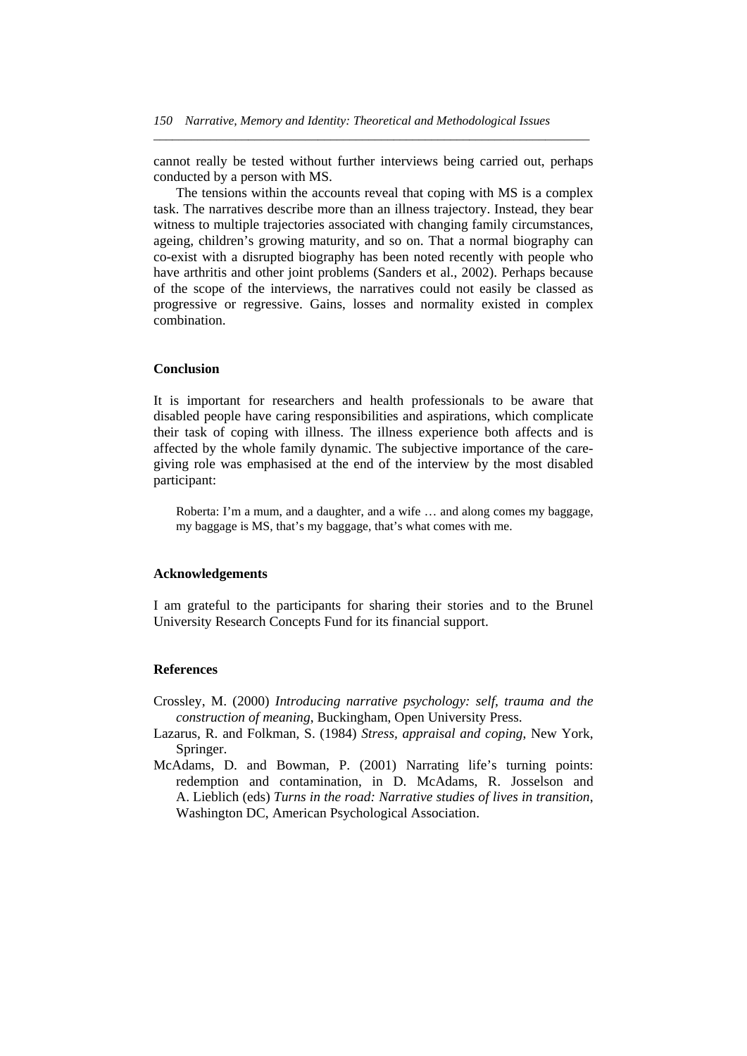cannot really be tested without further interviews being carried out, perhaps conducted by a person with MS.

The tensions within the accounts reveal that coping with MS is a complex task. The narratives describe more than an illness trajectory. Instead, they bear witness to multiple trajectories associated with changing family circumstances, ageing, children's growing maturity, and so on. That a normal biography can co-exist with a disrupted biography has been noted recently with people who have arthritis and other joint problems (Sanders et al., 2002). Perhaps because of the scope of the interviews, the narratives could not easily be classed as progressive or regressive. Gains, losses and normality existed in complex combination.

## Conclusion

It is important for researchers and health professionals to be aware that disabled people have caring responsibilities and aspirations, which complicate their task of coping with illness. The illness experience both affects and is affected by the whole family dynamic. The subjective importance of the care-giving role was emphasised at the end of the interview by the most disabled participant:

> Roberta: I'm a mum, and a daughter, and a wife … and along comes my baggage, my baggage is MS, that's my baggage, that's what comes with me.

## Acknowledgements

I am grateful to the participants for sharing their stories and to the Brunel University Research Concepts Fund for its financial support.

## References

Crossley, M. (2000) *Introducing narrative psychology: self, trauma and the construction of meaning*, Buckingham, Open University Press.

Lazarus, R. and Folkman, S. (1984) *Stress, appraisal and coping*, New York, Springer.

McAdams, D. and Bowman, P. (2001) Narrating life's turning points: redemption and contamination, in D. McAdams, R. Josselson and A. Lieblich (eds) *Turns in the road: Narrative studies of lives in transition*, Washington DC, American Psychological Association.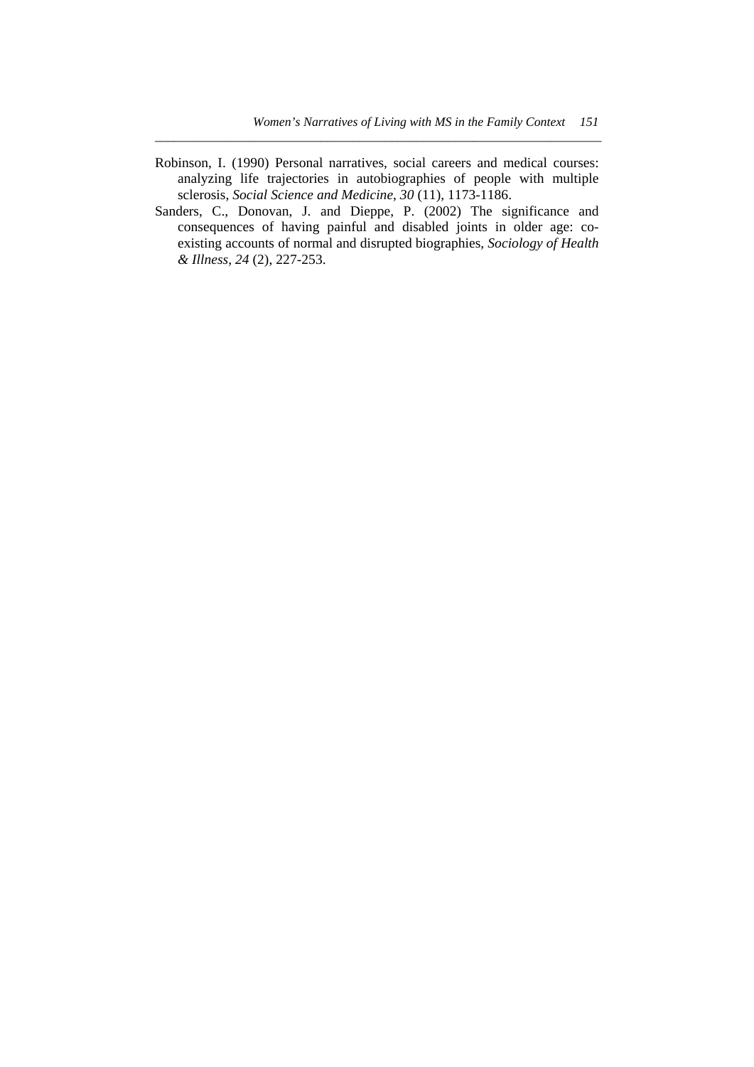Robinson, I. (1990) Personal narratives, social careers and medical courses: analyzing life trajectories in autobiographies of people with multiple sclerosis, *Social Science and Medicine, 30* (11), 1173-1186.

Sanders, C., Donovan, J. and Dieppe, P. (2002) The significance and consequences of having painful and disabled joints in older age: co-existing accounts of normal and disrupted biographies, *Sociology of Health & Illness, 24* (2), 227-253.